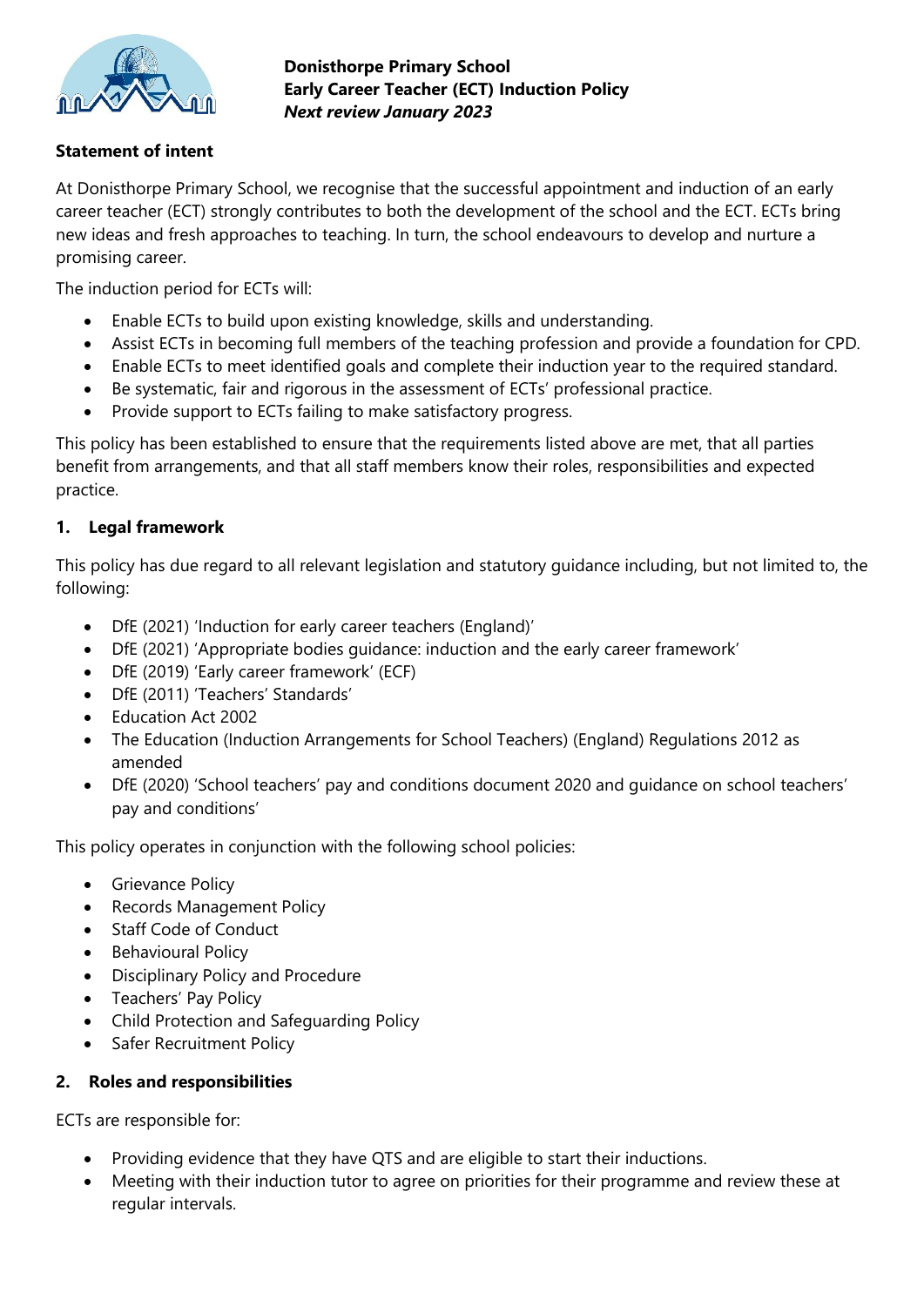**Donisthorpe Primary School**
**Early Career Teacher (ECT) Induction Policy**
***Next review January 2023***

**Statement of intent**

At Donisthorpe Primary School, we recognise that the successful appointment and induction of an early career teacher (ECT) strongly contributes to both the development of the school and the ECT. ECTs bring new ideas and fresh approaches to teaching. In turn, the school endeavours to develop and nurture a promising career.

The induction period for ECTs will:

- Enable ECTs to build upon existing knowledge, skills and understanding.
- Assist ECTs in becoming full members of the teaching profession and provide a foundation for CPD.
- Enable ECTs to meet identified goals and complete their induction year to the required standard.
- Be systematic, fair and rigorous in the assessment of ECTs' professional practice.
- Provide support to ECTs failing to make satisfactory progress.

This policy has been established to ensure that the requirements listed above are met, that all parties benefit from arrangements, and that all staff members know their roles, responsibilities and expected practice.

## 1. Legal framework

This policy has due regard to all relevant legislation and statutory guidance including, but not limited to, the following:

- DfE (2021) 'Induction for early career teachers (England)'
- DfE (2021) 'Appropriate bodies guidance: induction and the early career framework'
- DfE (2019) 'Early career framework' (ECF)
- DfE (2011) 'Teachers' Standards'
- Education Act 2002
- The Education (Induction Arrangements for School Teachers) (England) Regulations 2012 as amended
- DfE (2020) 'School teachers' pay and conditions document 2020 and guidance on school teachers' pay and conditions'

This policy operates in conjunction with the following school policies:

- Grievance Policy
- Records Management Policy
- Staff Code of Conduct
- Behavioural Policy
- Disciplinary Policy and Procedure
- Teachers' Pay Policy
- Child Protection and Safeguarding Policy
- Safer Recruitment Policy

## 2. Roles and responsibilities

ECTs are responsible for:

- Providing evidence that they have QTS and are eligible to start their inductions.
- Meeting with their induction tutor to agree on priorities for their programme and review these at regular intervals.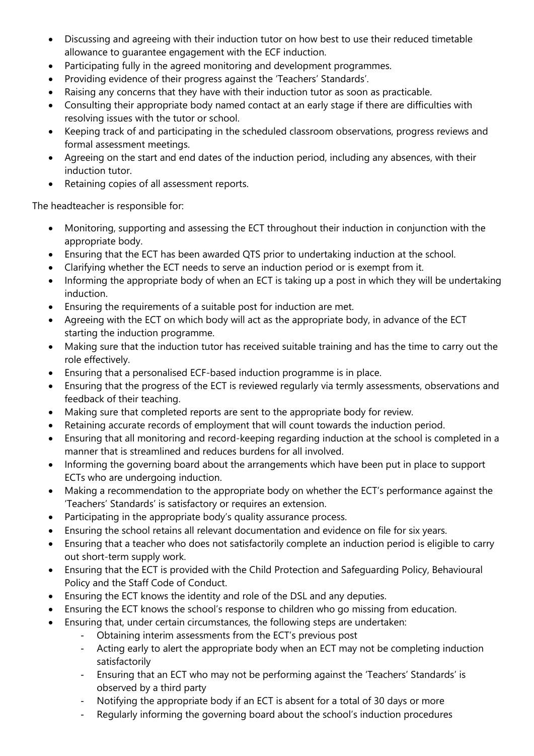- Discussing and agreeing with their induction tutor on how best to use their reduced timetable allowance to guarantee engagement with the ECF induction.
- Participating fully in the agreed monitoring and development programmes.
- Providing evidence of their progress against the 'Teachers' Standards'.
- Raising any concerns that they have with their induction tutor as soon as practicable.
- Consulting their appropriate body named contact at an early stage if there are difficulties with resolving issues with the tutor or school.
- Keeping track of and participating in the scheduled classroom observations, progress reviews and formal assessment meetings.
- Agreeing on the start and end dates of the induction period, including any absences, with their induction tutor.
- Retaining copies of all assessment reports.

The headteacher is responsible for:

- Monitoring, supporting and assessing the ECT throughout their induction in conjunction with the appropriate body.
- Ensuring that the ECT has been awarded QTS prior to undertaking induction at the school.
- Clarifying whether the ECT needs to serve an induction period or is exempt from it.
- Informing the appropriate body of when an ECT is taking up a post in which they will be undertaking induction.
- Ensuring the requirements of a suitable post for induction are met.
- Agreeing with the ECT on which body will act as the appropriate body, in advance of the ECT starting the induction programme.
- Making sure that the induction tutor has received suitable training and has the time to carry out the role effectively.
- Ensuring that a personalised ECF-based induction programme is in place.
- Ensuring that the progress of the ECT is reviewed regularly via termly assessments, observations and feedback of their teaching.
- Making sure that completed reports are sent to the appropriate body for review.
- Retaining accurate records of employment that will count towards the induction period.
- Ensuring that all monitoring and record-keeping regarding induction at the school is completed in a manner that is streamlined and reduces burdens for all involved.
- Informing the governing board about the arrangements which have been put in place to support ECTs who are undergoing induction.
- Making a recommendation to the appropriate body on whether the ECT's performance against the 'Teachers' Standards' is satisfactory or requires an extension.
- Participating in the appropriate body's quality assurance process.
- Ensuring the school retains all relevant documentation and evidence on file for six years.
- Ensuring that a teacher who does not satisfactorily complete an induction period is eligible to carry out short-term supply work.
- Ensuring that the ECT is provided with the Child Protection and Safeguarding Policy, Behavioural Policy and the Staff Code of Conduct.
- Ensuring the ECT knows the identity and role of the DSL and any deputies.
- Ensuring the ECT knows the school's response to children who go missing from education.
- Ensuring that, under certain circumstances, the following steps are undertaken:
  - Obtaining interim assessments from the ECT's previous post
  - Acting early to alert the appropriate body when an ECT may not be completing induction satisfactorily
  - Ensuring that an ECT who may not be performing against the 'Teachers' Standards' is observed by a third party
  - Notifying the appropriate body if an ECT is absent for a total of 30 days or more
  - Regularly informing the governing board about the school's induction procedures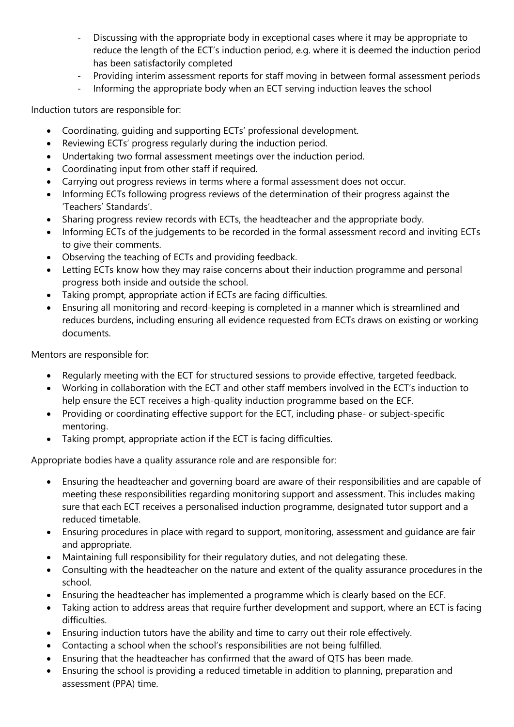- Discussing with the appropriate body in exceptional cases where it may be appropriate to reduce the length of the ECT's induction period, e.g. where it is deemed the induction period has been satisfactorily completed
- Providing interim assessment reports for staff moving in between formal assessment periods
- Informing the appropriate body when an ECT serving induction leaves the school

Induction tutors are responsible for:

- Coordinating, guiding and supporting ECTs' professional development.
- Reviewing ECTs' progress regularly during the induction period.
- Undertaking two formal assessment meetings over the induction period.
- Coordinating input from other staff if required.
- Carrying out progress reviews in terms where a formal assessment does not occur.
- Informing ECTs following progress reviews of the determination of their progress against the 'Teachers' Standards'.
- Sharing progress review records with ECTs, the headteacher and the appropriate body.
- Informing ECTs of the judgements to be recorded in the formal assessment record and inviting ECTs to give their comments.
- Observing the teaching of ECTs and providing feedback.
- Letting ECTs know how they may raise concerns about their induction programme and personal progress both inside and outside the school.
- Taking prompt, appropriate action if ECTs are facing difficulties.
- Ensuring all monitoring and record-keeping is completed in a manner which is streamlined and reduces burdens, including ensuring all evidence requested from ECTs draws on existing or working documents.

Mentors are responsible for:

- Regularly meeting with the ECT for structured sessions to provide effective, targeted feedback.
- Working in collaboration with the ECT and other staff members involved in the ECT's induction to help ensure the ECT receives a high-quality induction programme based on the ECF.
- Providing or coordinating effective support for the ECT, including phase- or subject-specific mentoring.
- Taking prompt, appropriate action if the ECT is facing difficulties.

Appropriate bodies have a quality assurance role and are responsible for:

- Ensuring the headteacher and governing board are aware of their responsibilities and are capable of meeting these responsibilities regarding monitoring support and assessment. This includes making sure that each ECT receives a personalised induction programme, designated tutor support and a reduced timetable.
- Ensuring procedures in place with regard to support, monitoring, assessment and guidance are fair and appropriate.
- Maintaining full responsibility for their regulatory duties, and not delegating these.
- Consulting with the headteacher on the nature and extent of the quality assurance procedures in the school.
- Ensuring the headteacher has implemented a programme which is clearly based on the ECF.
- Taking action to address areas that require further development and support, where an ECT is facing difficulties.
- Ensuring induction tutors have the ability and time to carry out their role effectively.
- Contacting a school when the school's responsibilities are not being fulfilled.
- Ensuring that the headteacher has confirmed that the award of QTS has been made.
- Ensuring the school is providing a reduced timetable in addition to planning, preparation and assessment (PPA) time.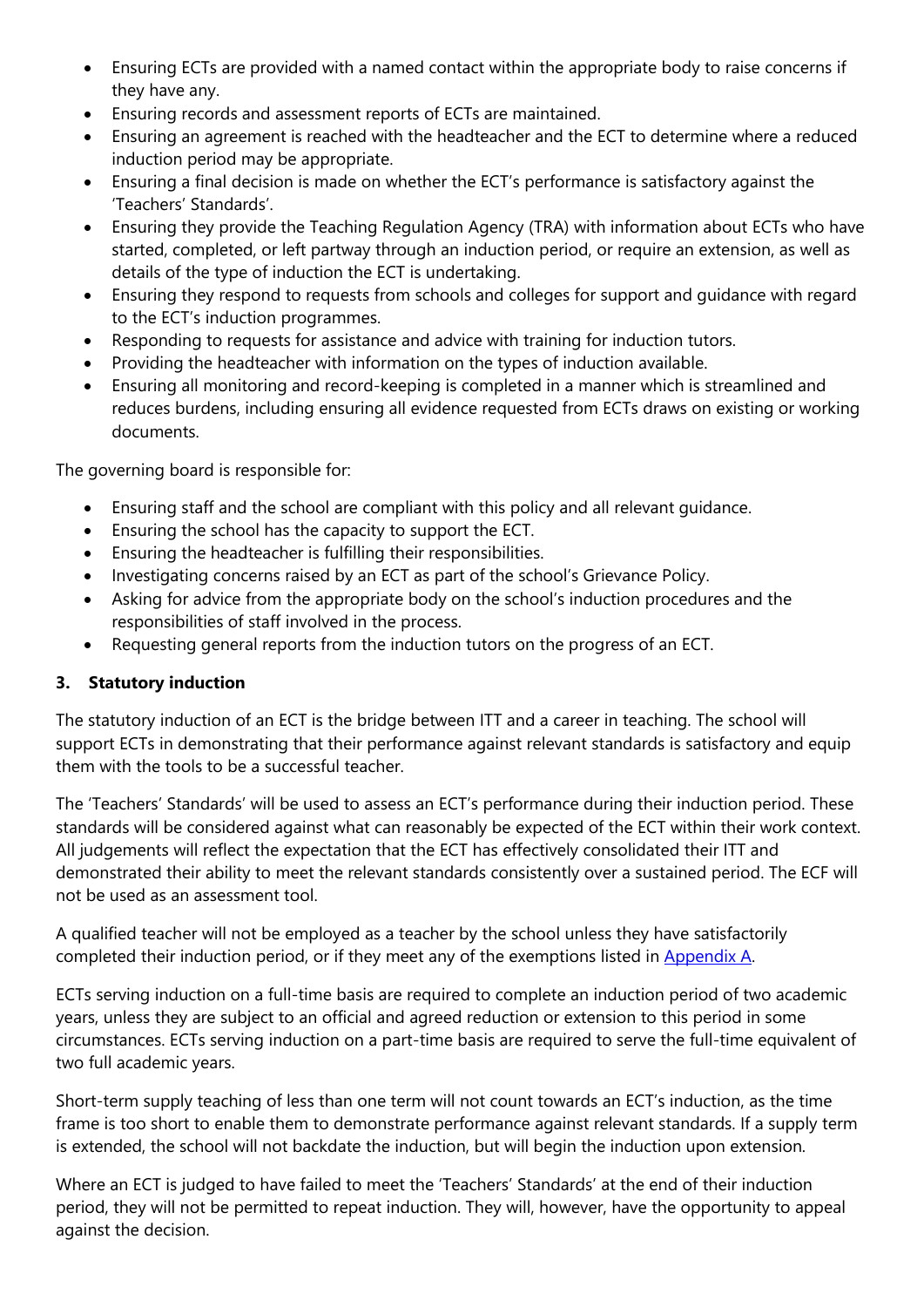- Ensuring ECTs are provided with a named contact within the appropriate body to raise concerns if they have any.
- Ensuring records and assessment reports of ECTs are maintained.
- Ensuring an agreement is reached with the headteacher and the ECT to determine where a reduced induction period may be appropriate.
- Ensuring a final decision is made on whether the ECT's performance is satisfactory against the 'Teachers' Standards'.
- Ensuring they provide the Teaching Regulation Agency (TRA) with information about ECTs who have started, completed, or left partway through an induction period, or require an extension, as well as details of the type of induction the ECT is undertaking.
- Ensuring they respond to requests from schools and colleges for support and guidance with regard to the ECT's induction programmes.
- Responding to requests for assistance and advice with training for induction tutors.
- Providing the headteacher with information on the types of induction available.
- Ensuring all monitoring and record-keeping is completed in a manner which is streamlined and reduces burdens, including ensuring all evidence requested from ECTs draws on existing or working documents.

The governing board is responsible for:

- Ensuring staff and the school are compliant with this policy and all relevant guidance.
- Ensuring the school has the capacity to support the ECT.
- Ensuring the headteacher is fulfilling their responsibilities.
- Investigating concerns raised by an ECT as part of the school's Grievance Policy.
- Asking for advice from the appropriate body on the school's induction procedures and the responsibilities of staff involved in the process.
- Requesting general reports from the induction tutors on the progress of an ECT.

### 3. Statutory induction

The statutory induction of an ECT is the bridge between ITT and a career in teaching. The school will support ECTs in demonstrating that their performance against relevant standards is satisfactory and equip them with the tools to be a successful teacher.

The 'Teachers' Standards' will be used to assess an ECT's performance during their induction period. These standards will be considered against what can reasonably be expected of the ECT within their work context. All judgements will reflect the expectation that the ECT has effectively consolidated their ITT and demonstrated their ability to meet the relevant standards consistently over a sustained period. The ECF will not be used as an assessment tool.

A qualified teacher will not be employed as a teacher by the school unless they have satisfactorily completed their induction period, or if they meet any of the exemptions listed in Appendix A.

ECTs serving induction on a full-time basis are required to complete an induction period of two academic years, unless they are subject to an official and agreed reduction or extension to this period in some circumstances. ECTs serving induction on a part-time basis are required to serve the full-time equivalent of two full academic years.

Short-term supply teaching of less than one term will not count towards an ECT's induction, as the time frame is too short to enable them to demonstrate performance against relevant standards. If a supply term is extended, the school will not backdate the induction, but will begin the induction upon extension.

Where an ECT is judged to have failed to meet the 'Teachers' Standards' at the end of their induction period, they will not be permitted to repeat induction. They will, however, have the opportunity to appeal against the decision.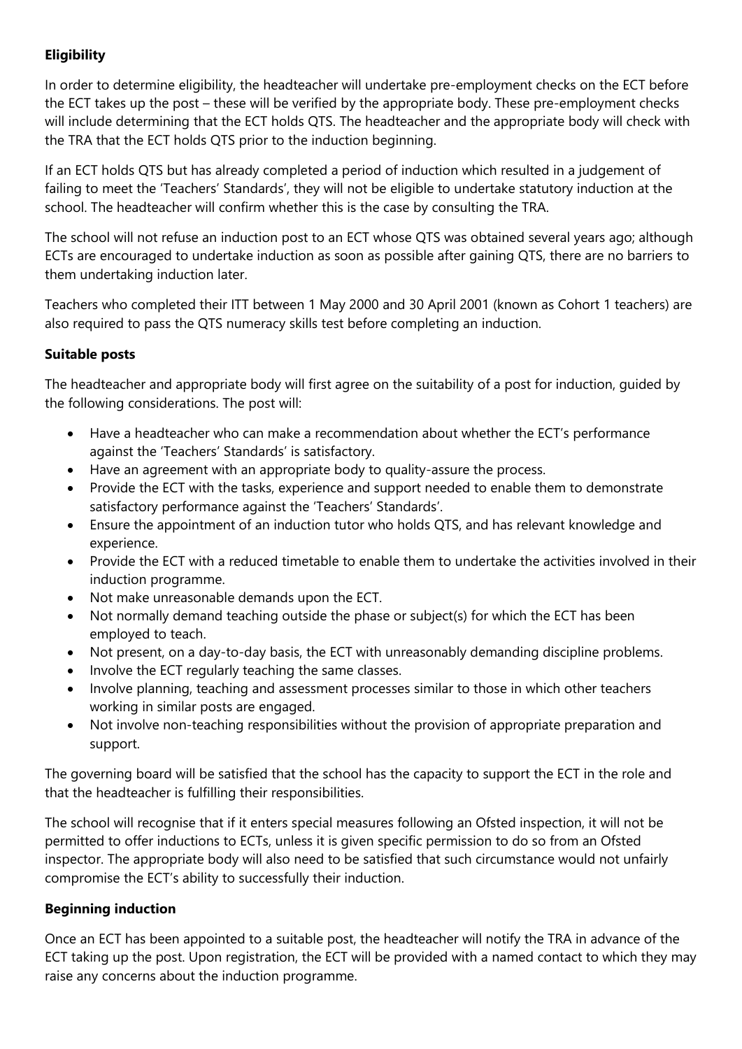**Eligibility**

In order to determine eligibility, the headteacher will undertake pre-employment checks on the ECT before the ECT takes up the post – these will be verified by the appropriate body. These pre-employment checks will include determining that the ECT holds QTS. The headteacher and the appropriate body will check with the TRA that the ECT holds QTS prior to the induction beginning.

If an ECT holds QTS but has already completed a period of induction which resulted in a judgement of failing to meet the 'Teachers' Standards', they will not be eligible to undertake statutory induction at the school. The headteacher will confirm whether this is the case by consulting the TRA.

The school will not refuse an induction post to an ECT whose QTS was obtained several years ago; although ECTs are encouraged to undertake induction as soon as possible after gaining QTS, there are no barriers to them undertaking induction later.

Teachers who completed their ITT between 1 May 2000 and 30 April 2001 (known as Cohort 1 teachers) are also required to pass the QTS numeracy skills test before completing an induction.

**Suitable posts**

The headteacher and appropriate body will first agree on the suitability of a post for induction, guided by the following considerations. The post will:

- Have a headteacher who can make a recommendation about whether the ECT's performance against the 'Teachers' Standards' is satisfactory.
- Have an agreement with an appropriate body to quality-assure the process.
- Provide the ECT with the tasks, experience and support needed to enable them to demonstrate satisfactory performance against the 'Teachers' Standards'.
- Ensure the appointment of an induction tutor who holds QTS, and has relevant knowledge and experience.
- Provide the ECT with a reduced timetable to enable them to undertake the activities involved in their induction programme.
- Not make unreasonable demands upon the ECT.
- Not normally demand teaching outside the phase or subject(s) for which the ECT has been employed to teach.
- Not present, on a day-to-day basis, the ECT with unreasonably demanding discipline problems.
- Involve the ECT regularly teaching the same classes.
- Involve planning, teaching and assessment processes similar to those in which other teachers working in similar posts are engaged.
- Not involve non-teaching responsibilities without the provision of appropriate preparation and support.

The governing board will be satisfied that the school has the capacity to support the ECT in the role and that the headteacher is fulfilling their responsibilities.

The school will recognise that if it enters special measures following an Ofsted inspection, it will not be permitted to offer inductions to ECTs, unless it is given specific permission to do so from an Ofsted inspector. The appropriate body will also need to be satisfied that such circumstance would not unfairly compromise the ECT's ability to successfully their induction.

**Beginning induction**

Once an ECT has been appointed to a suitable post, the headteacher will notify the TRA in advance of the ECT taking up the post. Upon registration, the ECT will be provided with a named contact to which they may raise any concerns about the induction programme.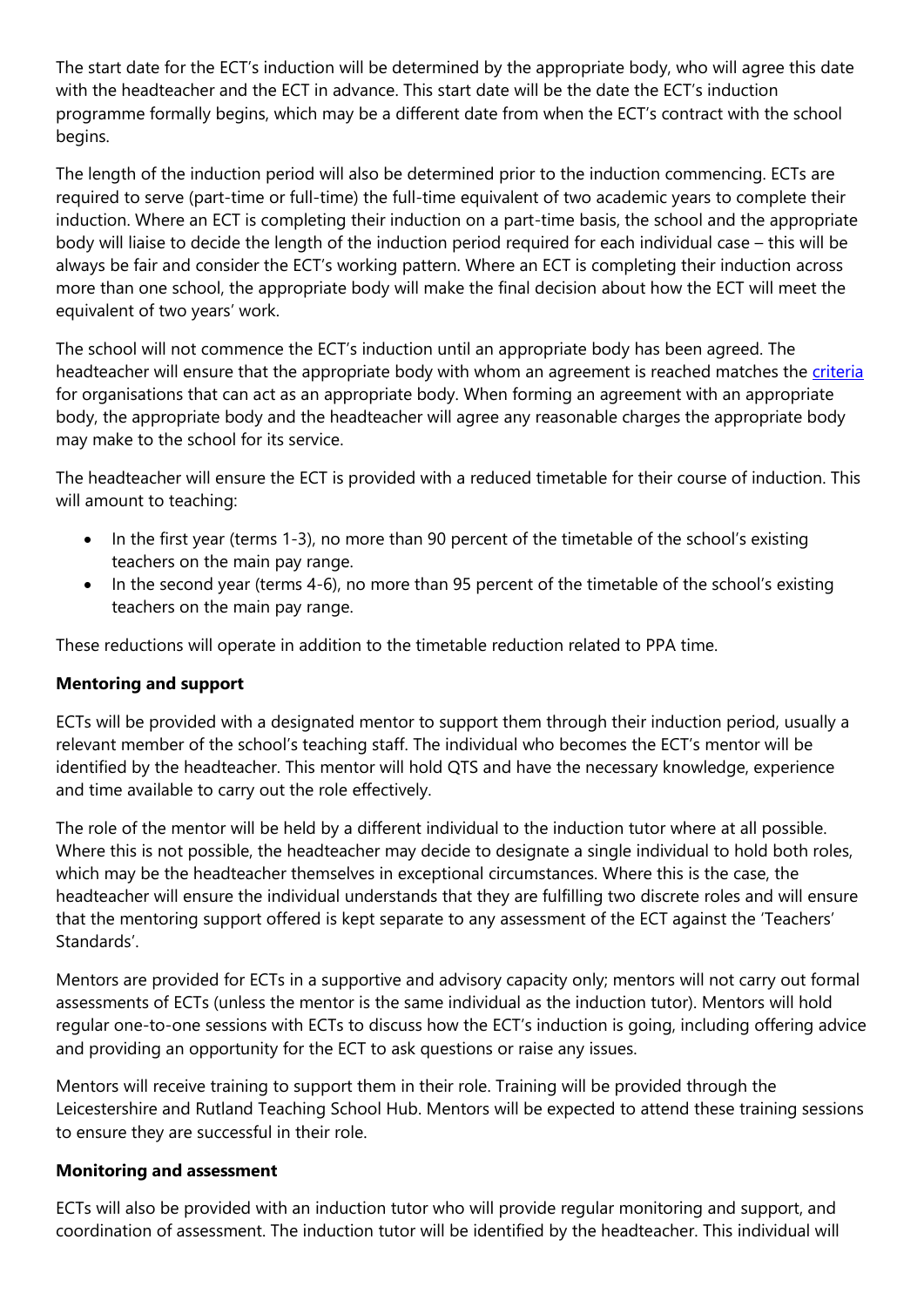The start date for the ECT's induction will be determined by the appropriate body, who will agree this date with the headteacher and the ECT in advance. This start date will be the date the ECT's induction programme formally begins, which may be a different date from when the ECT's contract with the school begins.

The length of the induction period will also be determined prior to the induction commencing. ECTs are required to serve (part-time or full-time) the full-time equivalent of two academic years to complete their induction. Where an ECT is completing their induction on a part-time basis, the school and the appropriate body will liaise to decide the length of the induction period required for each individual case – this will be always be fair and consider the ECT's working pattern. Where an ECT is completing their induction across more than one school, the appropriate body will make the final decision about how the ECT will meet the equivalent of two years' work.

The school will not commence the ECT's induction until an appropriate body has been agreed. The headteacher will ensure that the appropriate body with whom an agreement is reached matches the criteria for organisations that can act as an appropriate body. When forming an agreement with an appropriate body, the appropriate body and the headteacher will agree any reasonable charges the appropriate body may make to the school for its service.

The headteacher will ensure the ECT is provided with a reduced timetable for their course of induction. This will amount to teaching:

- In the first year (terms 1-3), no more than 90 percent of the timetable of the school's existing teachers on the main pay range.
- In the second year (terms 4-6), no more than 95 percent of the timetable of the school's existing teachers on the main pay range.

These reductions will operate in addition to the timetable reduction related to PPA time.

**Mentoring and support**

ECTs will be provided with a designated mentor to support them through their induction period, usually a relevant member of the school's teaching staff. The individual who becomes the ECT's mentor will be identified by the headteacher. This mentor will hold QTS and have the necessary knowledge, experience and time available to carry out the role effectively.

The role of the mentor will be held by a different individual to the induction tutor where at all possible. Where this is not possible, the headteacher may decide to designate a single individual to hold both roles, which may be the headteacher themselves in exceptional circumstances. Where this is the case, the headteacher will ensure the individual understands that they are fulfilling two discrete roles and will ensure that the mentoring support offered is kept separate to any assessment of the ECT against the 'Teachers' Standards'.

Mentors are provided for ECTs in a supportive and advisory capacity only; mentors will not carry out formal assessments of ECTs (unless the mentor is the same individual as the induction tutor). Mentors will hold regular one-to-one sessions with ECTs to discuss how the ECT's induction is going, including offering advice and providing an opportunity for the ECT to ask questions or raise any issues.

Mentors will receive training to support them in their role. Training will be provided through the Leicestershire and Rutland Teaching School Hub. Mentors will be expected to attend these training sessions to ensure they are successful in their role.

**Monitoring and assessment**

ECTs will also be provided with an induction tutor who will provide regular monitoring and support, and coordination of assessment. The induction tutor will be identified by the headteacher. This individual will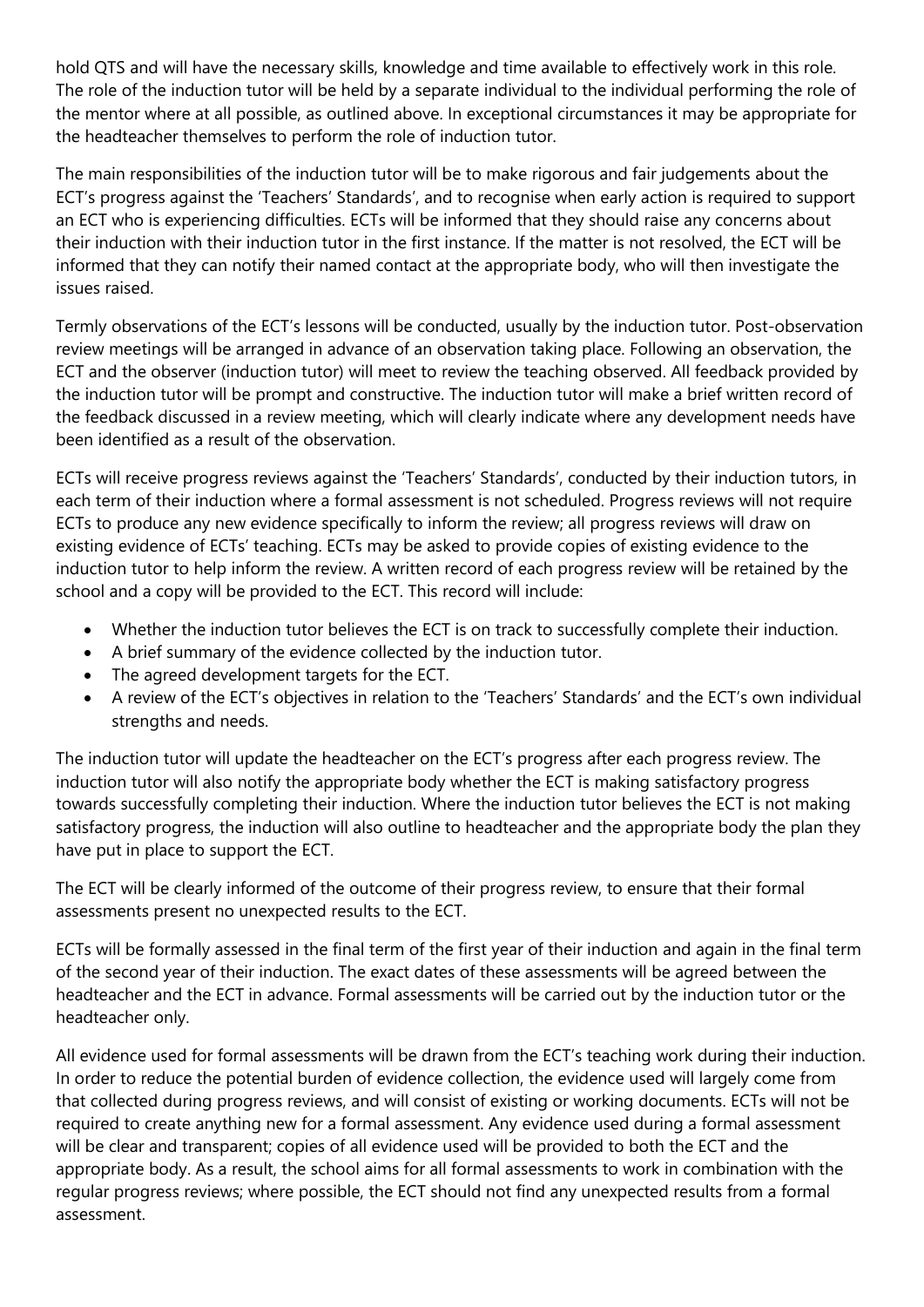hold QTS and will have the necessary skills, knowledge and time available to effectively work in this role. The role of the induction tutor will be held by a separate individual to the individual performing the role of the mentor where at all possible, as outlined above. In exceptional circumstances it may be appropriate for the headteacher themselves to perform the role of induction tutor.

The main responsibilities of the induction tutor will be to make rigorous and fair judgements about the ECT's progress against the 'Teachers' Standards', and to recognise when early action is required to support an ECT who is experiencing difficulties. ECTs will be informed that they should raise any concerns about their induction with their induction tutor in the first instance. If the matter is not resolved, the ECT will be informed that they can notify their named contact at the appropriate body, who will then investigate the issues raised.

Termly observations of the ECT's lessons will be conducted, usually by the induction tutor. Post-observation review meetings will be arranged in advance of an observation taking place. Following an observation, the ECT and the observer (induction tutor) will meet to review the teaching observed. All feedback provided by the induction tutor will be prompt and constructive. The induction tutor will make a brief written record of the feedback discussed in a review meeting, which will clearly indicate where any development needs have been identified as a result of the observation.

ECTs will receive progress reviews against the 'Teachers' Standards', conducted by their induction tutors, in each term of their induction where a formal assessment is not scheduled. Progress reviews will not require ECTs to produce any new evidence specifically to inform the review; all progress reviews will draw on existing evidence of ECTs' teaching. ECTs may be asked to provide copies of existing evidence to the induction tutor to help inform the review. A written record of each progress review will be retained by the school and a copy will be provided to the ECT. This record will include:

- Whether the induction tutor believes the ECT is on track to successfully complete their induction.
- A brief summary of the evidence collected by the induction tutor.
- The agreed development targets for the ECT.
- A review of the ECT's objectives in relation to the 'Teachers' Standards' and the ECT's own individual strengths and needs.

The induction tutor will update the headteacher on the ECT's progress after each progress review. The induction tutor will also notify the appropriate body whether the ECT is making satisfactory progress towards successfully completing their induction. Where the induction tutor believes the ECT is not making satisfactory progress, the induction will also outline to headteacher and the appropriate body the plan they have put in place to support the ECT.

The ECT will be clearly informed of the outcome of their progress review, to ensure that their formal assessments present no unexpected results to the ECT.

ECTs will be formally assessed in the final term of the first year of their induction and again in the final term of the second year of their induction. The exact dates of these assessments will be agreed between the headteacher and the ECT in advance. Formal assessments will be carried out by the induction tutor or the headteacher only.

All evidence used for formal assessments will be drawn from the ECT's teaching work during their induction. In order to reduce the potential burden of evidence collection, the evidence used will largely come from that collected during progress reviews, and will consist of existing or working documents. ECTs will not be required to create anything new for a formal assessment. Any evidence used during a formal assessment will be clear and transparent; copies of all evidence used will be provided to both the ECT and the appropriate body. As a result, the school aims for all formal assessments to work in combination with the regular progress reviews; where possible, the ECT should not find any unexpected results from a formal assessment.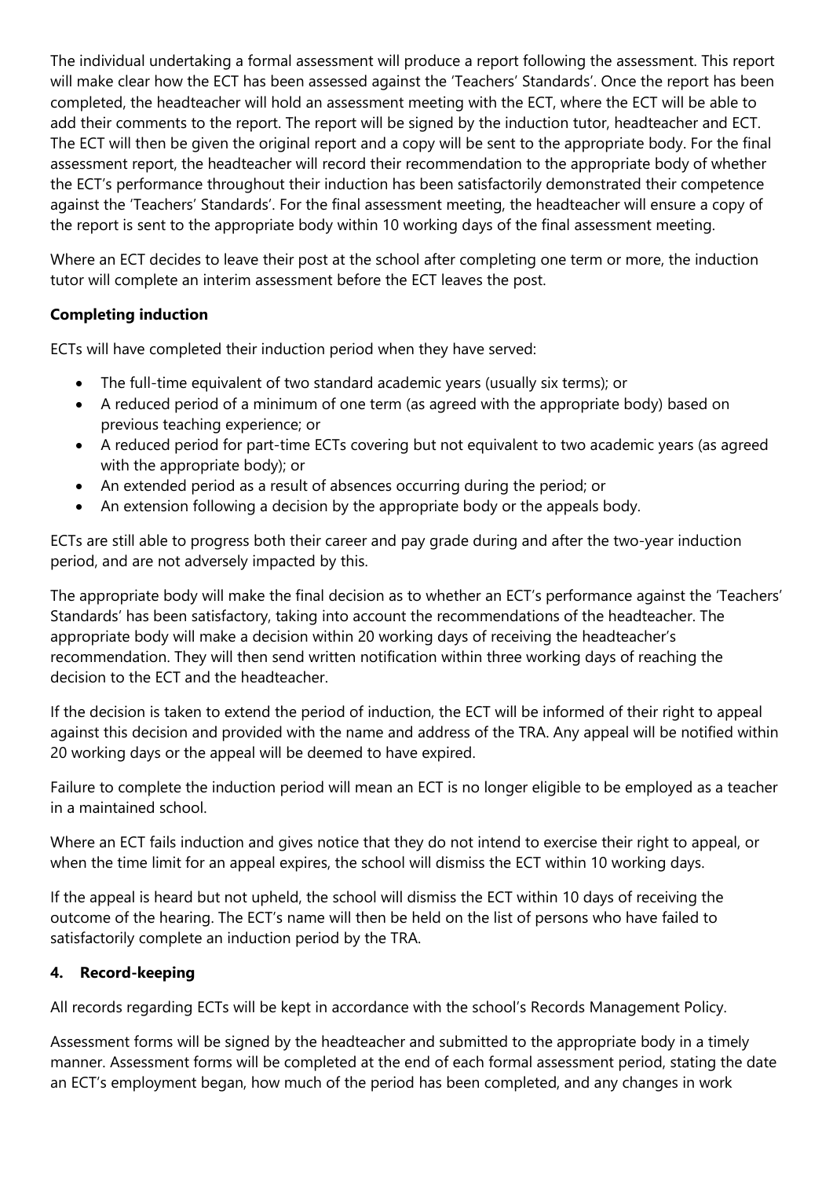The individual undertaking a formal assessment will produce a report following the assessment. This report will make clear how the ECT has been assessed against the 'Teachers' Standards'. Once the report has been completed, the headteacher will hold an assessment meeting with the ECT, where the ECT will be able to add their comments to the report. The report will be signed by the induction tutor, headteacher and ECT. The ECT will then be given the original report and a copy will be sent to the appropriate body. For the final assessment report, the headteacher will record their recommendation to the appropriate body of whether the ECT's performance throughout their induction has been satisfactorily demonstrated their competence against the 'Teachers' Standards'. For the final assessment meeting, the headteacher will ensure a copy of the report is sent to the appropriate body within 10 working days of the final assessment meeting.

Where an ECT decides to leave their post at the school after completing one term or more, the induction tutor will complete an interim assessment before the ECT leaves the post.

**Completing induction**

ECTs will have completed their induction period when they have served:

- The full-time equivalent of two standard academic years (usually six terms); or
- A reduced period of a minimum of one term (as agreed with the appropriate body) based on previous teaching experience; or
- A reduced period for part-time ECTs covering but not equivalent to two academic years (as agreed with the appropriate body); or
- An extended period as a result of absences occurring during the period; or
- An extension following a decision by the appropriate body or the appeals body.

ECTs are still able to progress both their career and pay grade during and after the two-year induction period, and are not adversely impacted by this.

The appropriate body will make the final decision as to whether an ECT's performance against the 'Teachers' Standards' has been satisfactory, taking into account the recommendations of the headteacher. The appropriate body will make a decision within 20 working days of receiving the headteacher's recommendation. They will then send written notification within three working days of reaching the decision to the ECT and the headteacher.

If the decision is taken to extend the period of induction, the ECT will be informed of their right to appeal against this decision and provided with the name and address of the TRA. Any appeal will be notified within 20 working days or the appeal will be deemed to have expired.

Failure to complete the induction period will mean an ECT is no longer eligible to be employed as a teacher in a maintained school.

Where an ECT fails induction and gives notice that they do not intend to exercise their right to appeal, or when the time limit for an appeal expires, the school will dismiss the ECT within 10 working days.

If the appeal is heard but not upheld, the school will dismiss the ECT within 10 days of receiving the outcome of the hearing. The ECT's name will then be held on the list of persons who have failed to satisfactorily complete an induction period by the TRA.

## 4. Record-keeping

All records regarding ECTs will be kept in accordance with the school's Records Management Policy.

Assessment forms will be signed by the headteacher and submitted to the appropriate body in a timely manner. Assessment forms will be completed at the end of each formal assessment period, stating the date an ECT's employment began, how much of the period has been completed, and any changes in work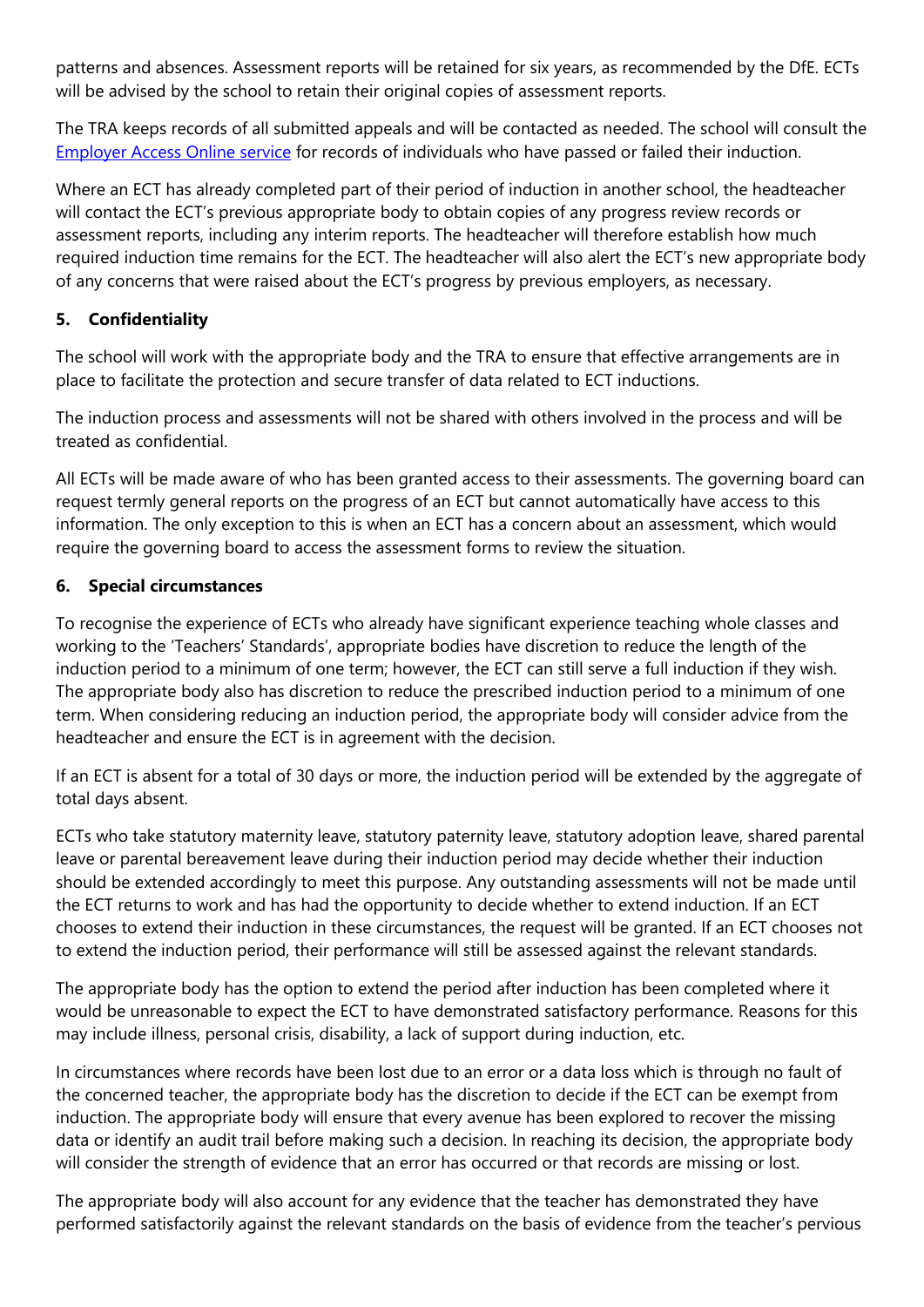patterns and absences. Assessment reports will be retained for six years, as recommended by the DfE. ECTs will be advised by the school to retain their original copies of assessment reports.

The TRA keeps records of all submitted appeals and will be contacted as needed. The school will consult the [Employer Access Online service](https://teacherservices.education.gov.uk/) for records of individuals who have passed or failed their induction.

Where an ECT has already completed part of their period of induction in another school, the headteacher will contact the ECT's previous appropriate body to obtain copies of any progress review records or assessment reports, including any interim reports. The headteacher will therefore establish how much required induction time remains for the ECT. The headteacher will also alert the ECT's new appropriate body of any concerns that were raised about the ECT's progress by previous employers, as necessary.

## 5. Confidentiality

The school will work with the appropriate body and the TRA to ensure that effective arrangements are in place to facilitate the protection and secure transfer of data related to ECT inductions.

The induction process and assessments will not be shared with others involved in the process and will be treated as confidential.

All ECTs will be made aware of who has been granted access to their assessments. The governing board can request termly general reports on the progress of an ECT but cannot automatically have access to this information. The only exception to this is when an ECT has a concern about an assessment, which would require the governing board to access the assessment forms to review the situation.

## 6. Special circumstances

To recognise the experience of ECTs who already have significant experience teaching whole classes and working to the 'Teachers' Standards', appropriate bodies have discretion to reduce the length of the induction period to a minimum of one term; however, the ECT can still serve a full induction if they wish. The appropriate body also has discretion to reduce the prescribed induction period to a minimum of one term. When considering reducing an induction period, the appropriate body will consider advice from the headteacher and ensure the ECT is in agreement with the decision.

If an ECT is absent for a total of 30 days or more, the induction period will be extended by the aggregate of total days absent.

ECTs who take statutory maternity leave, statutory paternity leave, statutory adoption leave, shared parental leave or parental bereavement leave during their induction period may decide whether their induction should be extended accordingly to meet this purpose. Any outstanding assessments will not be made until the ECT returns to work and has had the opportunity to decide whether to extend induction. If an ECT chooses to extend their induction in these circumstances, the request will be granted. If an ECT chooses not to extend the induction period, their performance will still be assessed against the relevant standards.

The appropriate body has the option to extend the period after induction has been completed where it would be unreasonable to expect the ECT to have demonstrated satisfactory performance. Reasons for this may include illness, personal crisis, disability, a lack of support during induction, etc.

In circumstances where records have been lost due to an error or a data loss which is through no fault of the concerned teacher, the appropriate body has the discretion to decide if the ECT can be exempt from induction. The appropriate body will ensure that every avenue has been explored to recover the missing data or identify an audit trail before making such a decision. In reaching its decision, the appropriate body will consider the strength of evidence that an error has occurred or that records are missing or lost.

The appropriate body will also account for any evidence that the teacher has demonstrated they have performed satisfactorily against the relevant standards on the basis of evidence from the teacher's pervious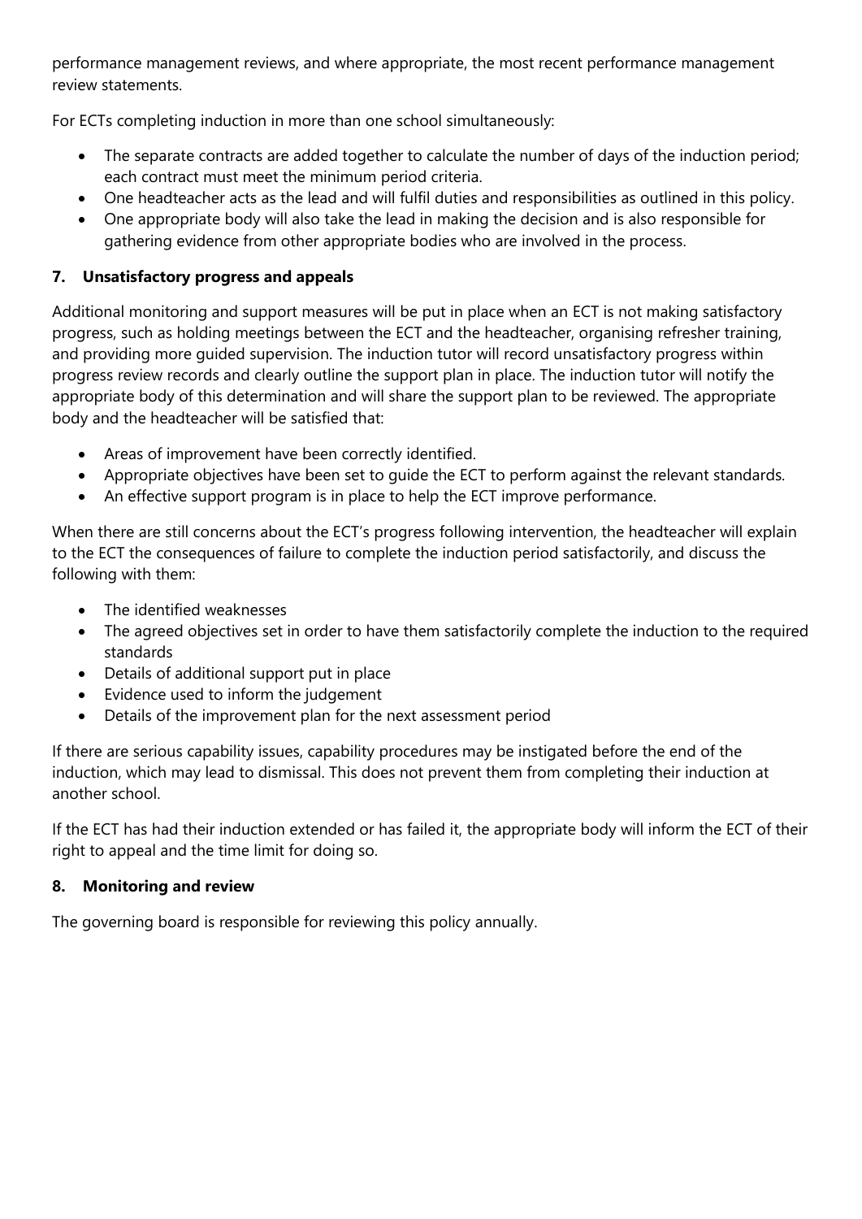performance management reviews, and where appropriate, the most recent performance management review statements.

For ECTs completing induction in more than one school simultaneously:

- The separate contracts are added together to calculate the number of days of the induction period; each contract must meet the minimum period criteria.
- One headteacher acts as the lead and will fulfil duties and responsibilities as outlined in this policy.
- One appropriate body will also take the lead in making the decision and is also responsible for gathering evidence from other appropriate bodies who are involved in the process.

## 7. Unsatisfactory progress and appeals

Additional monitoring and support measures will be put in place when an ECT is not making satisfactory progress, such as holding meetings between the ECT and the headteacher, organising refresher training, and providing more guided supervision. The induction tutor will record unsatisfactory progress within progress review records and clearly outline the support plan in place. The induction tutor will notify the appropriate body of this determination and will share the support plan to be reviewed. The appropriate body and the headteacher will be satisfied that:

- Areas of improvement have been correctly identified.
- Appropriate objectives have been set to guide the ECT to perform against the relevant standards.
- An effective support program is in place to help the ECT improve performance.

When there are still concerns about the ECT's progress following intervention, the headteacher will explain to the ECT the consequences of failure to complete the induction period satisfactorily, and discuss the following with them:

- The identified weaknesses
- The agreed objectives set in order to have them satisfactorily complete the induction to the required standards
- Details of additional support put in place
- Evidence used to inform the judgement
- Details of the improvement plan for the next assessment period

If there are serious capability issues, capability procedures may be instigated before the end of the induction, which may lead to dismissal. This does not prevent them from completing their induction at another school.

If the ECT has had their induction extended or has failed it, the appropriate body will inform the ECT of their right to appeal and the time limit for doing so.

## 8. Monitoring and review

The governing board is responsible for reviewing this policy annually.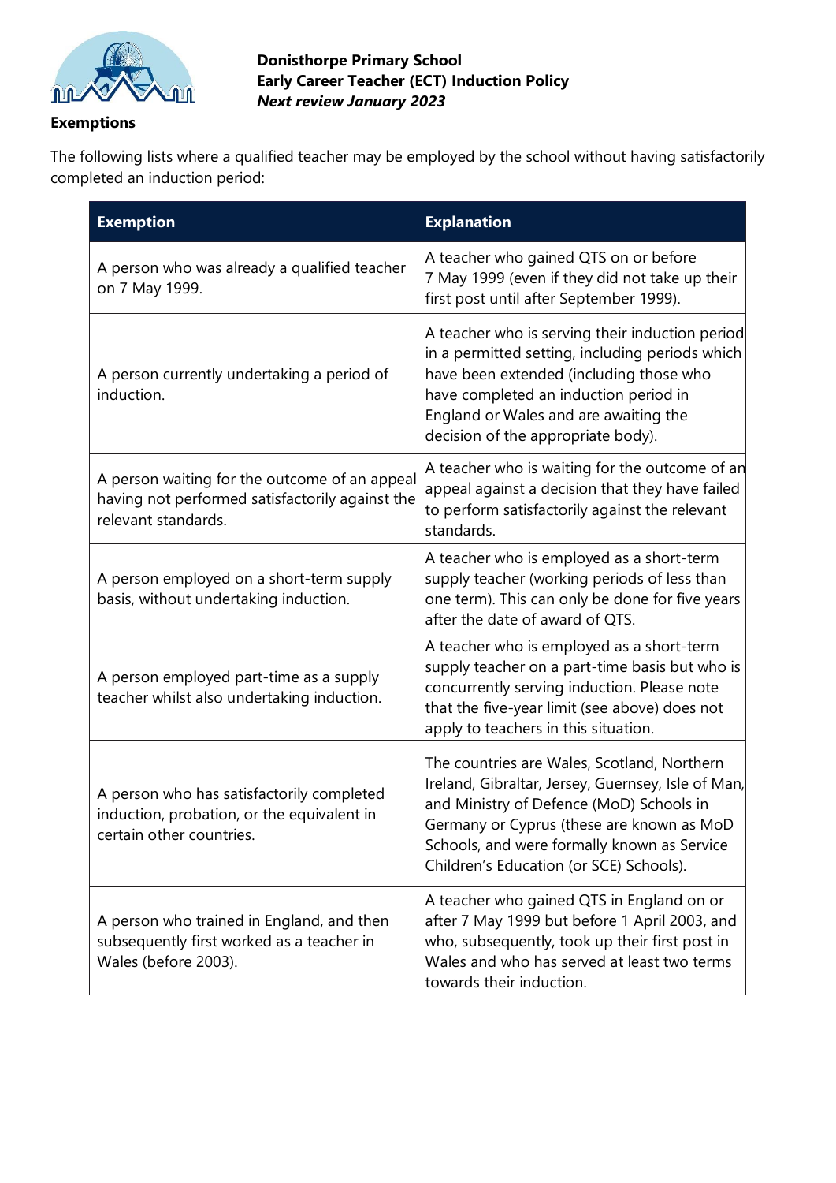## Exemptions

The following lists where a qualified teacher may be employed by the school without having satisfactorily completed an induction period:

| Exemption | Explanation |
|---|---|
| A person who was already a qualified teacher on 7 May 1999. | A teacher who gained QTS on or before 7 May 1999 (even if they did not take up their first post until after September 1999). |
| A person currently undertaking a period of induction. | A teacher who is serving their induction period in a permitted setting, including periods which have been extended (including those who have completed an induction period in England or Wales and are awaiting the decision of the appropriate body). |
| A person waiting for the outcome of an appeal having not performed satisfactorily against the relevant standards. | A teacher who is waiting for the outcome of an appeal against a decision that they have failed to perform satisfactorily against the relevant standards. |
| A person employed on a short-term supply basis, without undertaking induction. | A teacher who is employed as a short-term supply teacher (working periods of less than one term). This can only be done for five years after the date of award of QTS. |
| A person employed part-time as a supply teacher whilst also undertaking induction. | A teacher who is employed as a short-term supply teacher on a part-time basis but who is concurrently serving induction. Please note that the five-year limit (see above) does not apply to teachers in this situation. |
| A person who has satisfactorily completed induction, probation, or the equivalent in certain other countries. | The countries are Wales, Scotland, Northern Ireland, Gibraltar, Jersey, Guernsey, Isle of Man, and Ministry of Defence (MoD) Schools in Germany or Cyprus (these are known as MoD Schools, and were formally known as Service Children's Education (or SCE) Schools). |
| A person who trained in England, and then subsequently first worked as a teacher in Wales (before 2003). | A teacher who gained QTS in England on or after 7 May 1999 but before 1 April 2003, and who, subsequently, took up their first post in Wales and who has served at least two terms towards their induction. |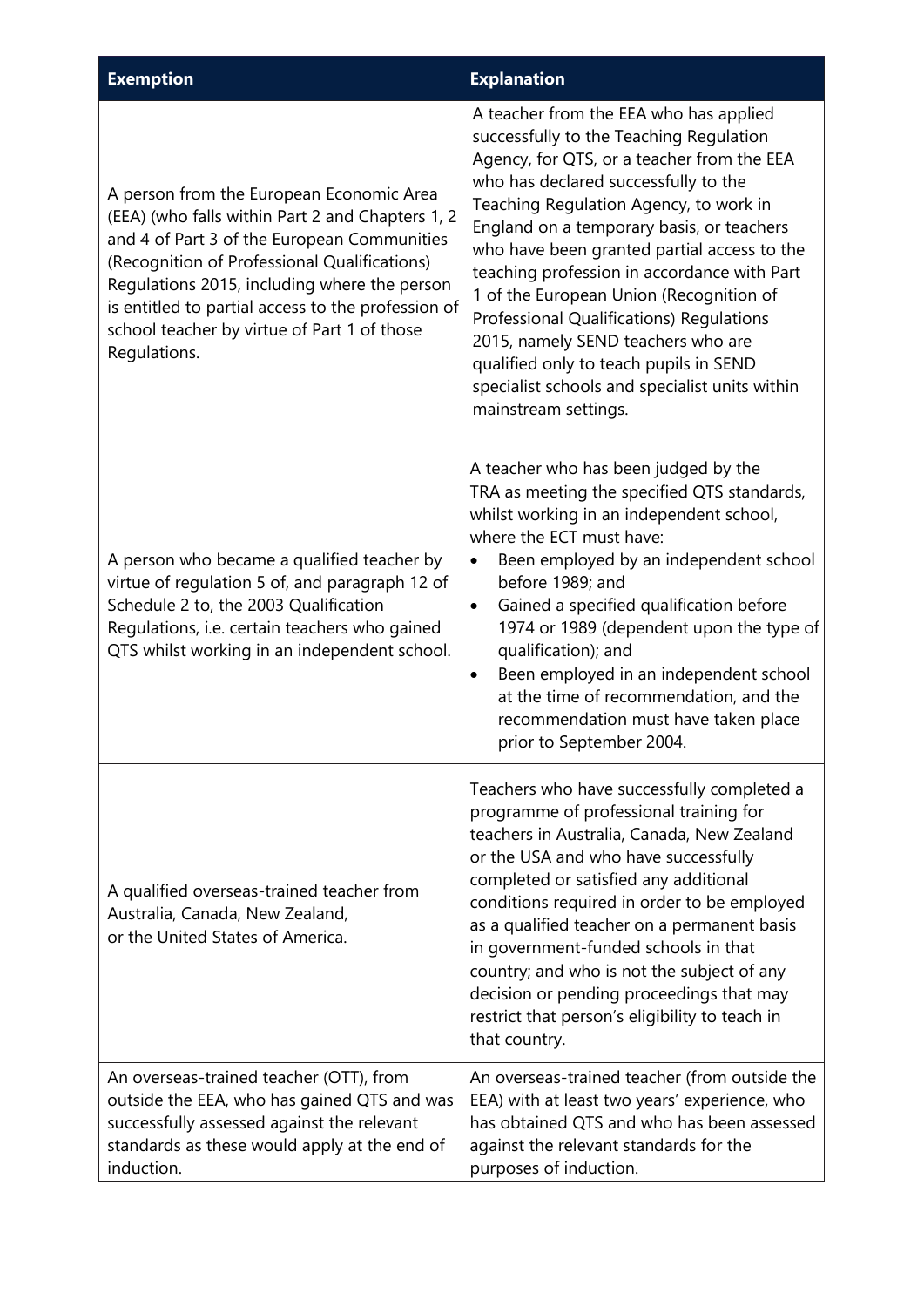| Exemption | Explanation |
| --- | --- |
| A person from the European Economic Area (EEA) (who falls within Part 2 and Chapters 1, 2 and 4 of Part 3 of the European Communities (Recognition of Professional Qualifications) Regulations 2015, including where the person is entitled to partial access to the profession of school teacher by virtue of Part 1 of those Regulations. | A teacher from the EEA who has applied successfully to the Teaching Regulation Agency, for QTS, or a teacher from the EEA who has declared successfully to the Teaching Regulation Agency, to work in England on a temporary basis, or teachers who have been granted partial access to the teaching profession in accordance with Part 1 of the European Union (Recognition of Professional Qualifications) Regulations 2015, namely SEND teachers who are qualified only to teach pupils in SEND specialist schools and specialist units within mainstream settings. |
| A person who became a qualified teacher by virtue of regulation 5 of, and paragraph 12 of Schedule 2 to, the 2003 Qualification Regulations, i.e. certain teachers who gained QTS whilst working in an independent school. | A teacher who has been judged by the TRA as meeting the specified QTS standards, whilst working in an independent school, where the ECT must have:<br>• Been employed by an independent school before 1989; and<br>• Gained a specified qualification before 1974 or 1989 (dependent upon the type of qualification); and<br>• Been employed in an independent school at the time of recommendation, and the recommendation must have taken place prior to September 2004. |
| A qualified overseas-trained teacher from Australia, Canada, New Zealand, or the United States of America. | Teachers who have successfully completed a programme of professional training for teachers in Australia, Canada, New Zealand or the USA and who have successfully completed or satisfied any additional conditions required in order to be employed as a qualified teacher on a permanent basis in government-funded schools in that country; and who is not the subject of any decision or pending proceedings that may restrict that person's eligibility to teach in that country. |
| An overseas-trained teacher (OTT), from outside the EEA, who has gained QTS and was successfully assessed against the relevant standards as these would apply at the end of induction. | An overseas-trained teacher (from outside the EEA) with at least two years' experience, who has obtained QTS and who has been assessed against the relevant standards for the purposes of induction. |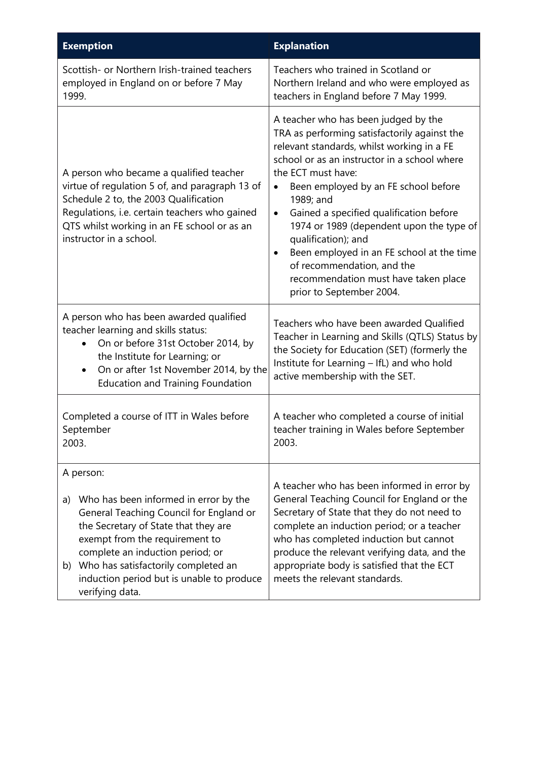| Exemption | Explanation |
| --- | --- |
| Scottish- or Northern Irish-trained teachers employed in England on or before 7 May 1999. | Teachers who trained in Scotland or Northern Ireland and who were employed as teachers in England before 7 May 1999. |
| A person who became a qualified teacher virtue of regulation 5 of, and paragraph 13 of Schedule 2 to, the 2003 Qualification Regulations, i.e. certain teachers who gained QTS whilst working in an FE school or as an instructor in a school. | A teacher who has been judged by the TRA as performing satisfactorily against the relevant standards, whilst working in a FE school or as an instructor in a school where the ECT must have: <br>• Been employed by an FE school before 1989; and <br>• Gained a specified qualification before 1974 or 1989 (dependent upon the type of qualification); and <br>• Been employed in an FE school at the time of recommendation, and the recommendation must have taken place prior to September 2004. |
| A person who has been awarded qualified teacher learning and skills status: <br>• On or before 31st October 2014, by the Institute for Learning; or <br>• On or after 1st November 2014, by the Education and Training Foundation | Teachers who have been awarded Qualified Teacher in Learning and Skills (QTLS) Status by the Society for Education (SET) (formerly the Institute for Learning – IfL) and who hold active membership with the SET. |
| Completed a course of ITT in Wales before September 2003. | A teacher who completed a course of initial teacher training in Wales before September 2003. |
| A person: <br>a) Who has been informed in error by the General Teaching Council for England or the Secretary of State that they are exempt from the requirement to complete an induction period; or <br>b) Who has satisfactorily completed an induction period but is unable to produce verifying data. | A teacher who has been informed in error by General Teaching Council for England or the Secretary of State that they do not need to complete an induction period; or a teacher who has completed induction but cannot produce the relevant verifying data, and the appropriate body is satisfied that the ECT meets the relevant standards. |